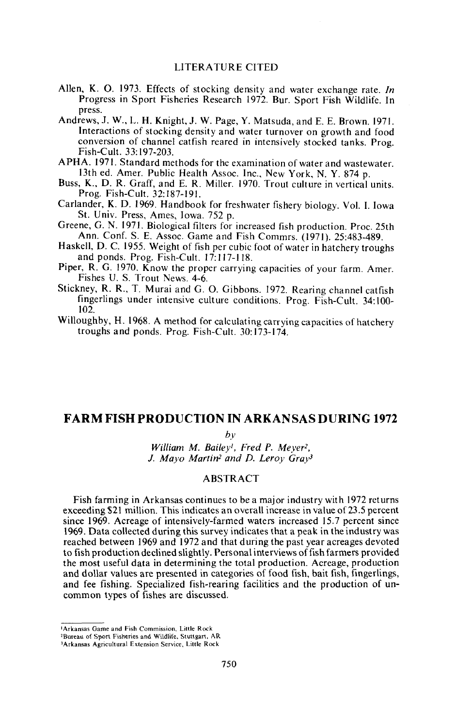## LITERATURE CITED

Allen, K. O. 1973. Effects of stocking density and water exchange rate. *In* Progress in Sport Fisheries Research 1972. Bur. Sport Fish Wildlife. In press.

Andrews, J. W., L. H. Knight, J. W. Page, Y. Matsuda, and E. E. Brown. 1971. Interactions of stocking density and water turnover on growth and food conversion of channel catfish reared in intensively stocked tanks. Prog. Fish-Cult. 33:197-203.

APHA. 1971. Standard methods for the examination of water and wastewater. 13th ed. Amer. Public Health Assoc. Inc., New York, N. Y. 874 p.

Buss, K., D. R. Graff, and E. R. Miller. 1970. Trout culture in vertical units. Prog. Fish-Cult. 32:187-191.

Carlander, K. D. 1969. Handbook for freshwater fishery biology. Vol. I. Iowa St. Univ. Press, Ames, Iowa. 752 p.

Greene, G. N. 1971. Biological filters for increased fish production. Proc. 25th Ann. Conf. S. E. Assoc. Game and Fish Commrs. (1971). 25:483-489.

Haskell, D. C. 1955. Weight of fish per cubic foot of water in hatchery troughs and ponds. Prog. Fish-Cult. 17:117-118.

Piper, R. G. 1970. Know the proper carrying capacities of your farm. Amer. Fishes U. S. Trout News. 4-6.

Stickney, R. R., T. Murai and G. O. Gibbons. 1972. Rearing channel catfish fingerlings under intensive culture conditions. Prog. Fish-Cult. 34:100-102.

Willoughby, H. 1968. A method for calculating carrying capacities of hatchery troughs and ponds. Prog. Fish-Cult. 30:173-174.

# FARM FISH PRODUCTION IN ARKANSAS DURING 1972

*by*

*William M. Bailey[1], Fred P. Meyer[2], J. Mayo Martin[2] and D. Leroy Gray[3]*

## ABSTRACT

Fish farming in Arkansas continues to be a major industry with 1972 returns exceeding $21 million. This indicates an overall increase in value of 23.5 percent since 1969. Acreage of intensively-farmed waters increased 15.7 percent since 1969. Data collected during this survey indicates that a peak in the industry was reached between 1969 and 1972 and that during the past year acreages devoted to fish production declined slightly. Personal interviews of fish farmers provided the most useful data in determining the total production. Acreage, production and dollar values are presented in categories of food fish, bait fish, fingerlings, and fee fishing. Specialized fish-rearing facilities and the production of uncommon types of fishes are discussed.

[1] Arkansas Game and Fish Commission, Little Rock

[2] Bureau of Sport Fisheries and Wildlife, Stuttgart, AR

[3] Arkansas Agricultural Extension Service, Little Rock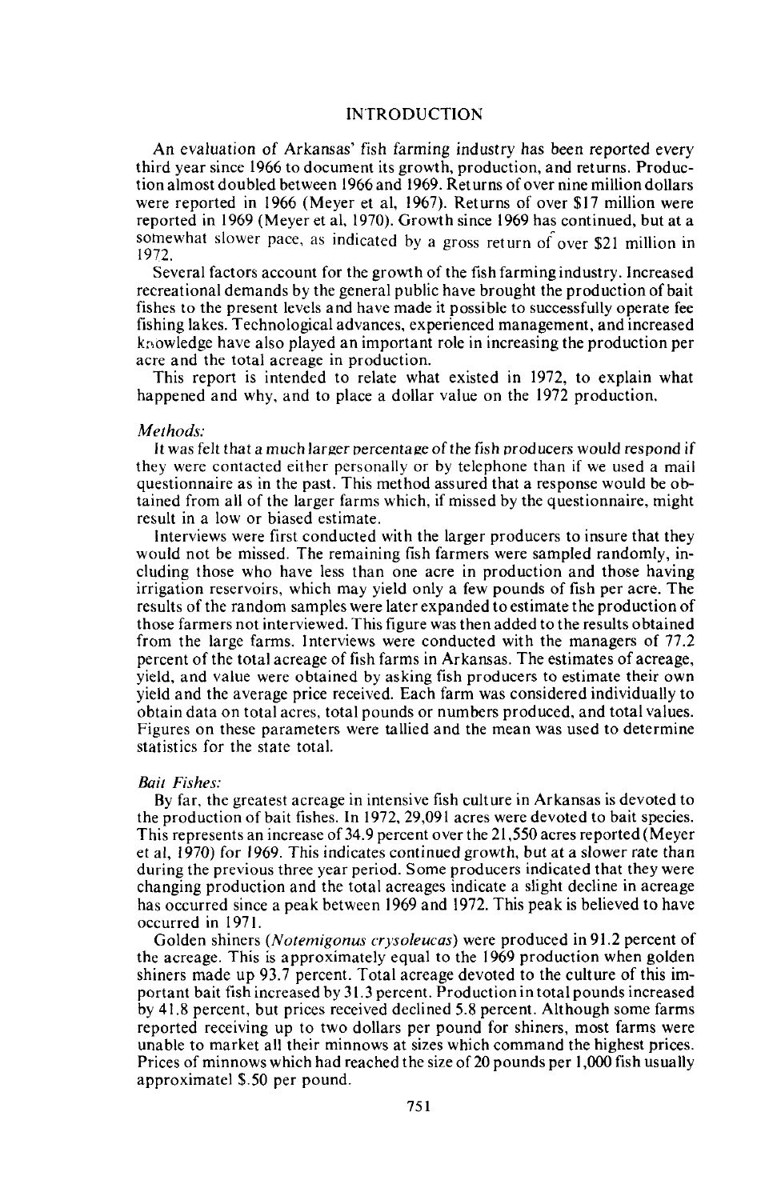# INTRODUCTION

An evaluation of Arkansas' fish farming industry has been reported every third year since 1966 to document its growth, production, and returns. Production almost doubled between 1966 and 1969. Returns of over nine million dollars were reported in 1966 (Meyer et al, 1967). Returns of over $17 million were reported in 1969 (Meyer et al, 1970). Growth since 1969 has continued, but at a somewhat slower pace, as indicated by a gross return of over $21 million in 1972.

Several factors account for the growth of the fish farming industry. Increased recreational demands by the general public have brought the production of bait fishes to the present levels and have made it possible to successfully operate fee fishing lakes. Technological advances, experienced management, and increased knowledge have also played an important role in increasing the production per acre and the total acreage in production.

This report is intended to relate what existed in 1972, to explain what happened and why, and to place a dollar value on the 1972 production.

*Methods:*

It was felt that a much larger percentage of the fish producers would respond if they were contacted either personally or by telephone than if we used a mail questionnaire as in the past. This method assured that a response would be obtained from all of the larger farms which, if missed by the questionnaire, might result in a low or biased estimate.

Interviews were first conducted with the larger producers to insure that they would not be missed. The remaining fish farmers were sampled randomly, including those who have less than one acre in production and those having irrigation reservoirs, which may yield only a few pounds of fish per acre. The results of the random samples were later expanded to estimate the production of those farmers not interviewed. This figure was then added to the results obtained from the large farms. Interviews were conducted with the managers of 77.2 percent of the total acreage of fish farms in Arkansas. The estimates of acreage, yield, and value were obtained by asking fish producers to estimate their own yield and the average price received. Each farm was considered individually to obtain data on total acres, total pounds or numbers produced, and total values. Figures on these parameters were tallied and the mean was used to determine statistics for the state total.

*Bait Fishes:*

By far, the greatest acreage in intensive fish culture in Arkansas is devoted to the production of bait fishes. In 1972, 29,091 acres were devoted to bait species. This represents an increase of 34.9 percent over the 21,550 acres reported (Meyer et al, 1970) for 1969. This indicates continued growth, but at a slower rate than during the previous three year period. Some producers indicated that they were changing production and the total acreages indicate a slight decline in acreage has occurred since a peak between 1969 and 1972. This peak is believed to have occurred in 1971.

Golden shiners (*Notemigonus crysoleucas*) were produced in 91.2 percent of the acreage. This is approximately equal to the 1969 production when golden shiners made up 93.7 percent. Total acreage devoted to the culture of this important bait fish increased by 31.3 percent. Production in total pounds increased by 41.8 percent, but prices received declined 5.8 percent. Although some farms reported receiving up to two dollars per pound for shiners, most farms were unable to market all their minnows at sizes which command the highest prices. Prices of minnows which had reached the size of 20 pounds per 1,000 fish usually approximatel $.50 per pound.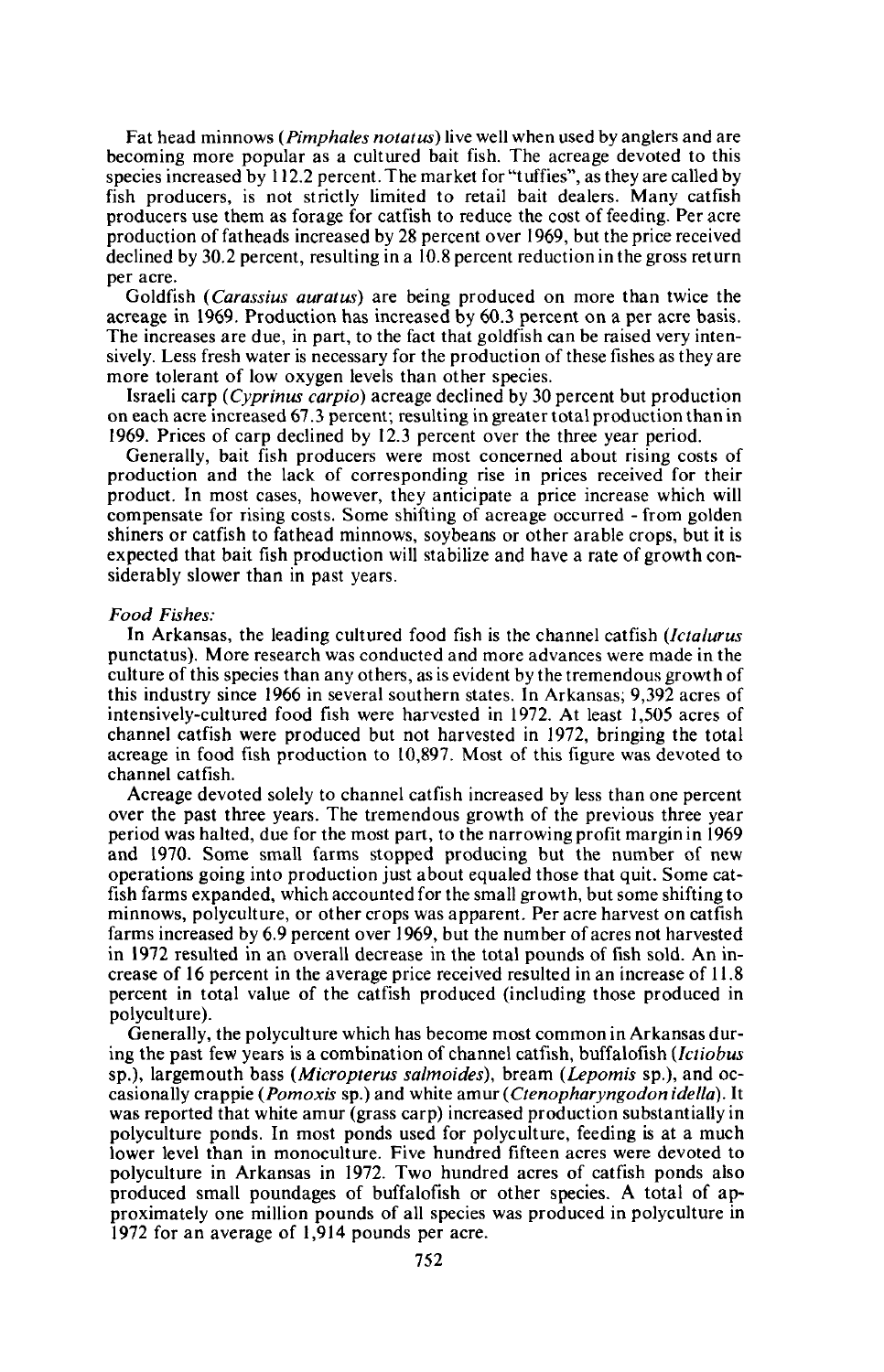Fat head minnows (*Pimphales notatus*) live well when used by anglers and are becoming more popular as a cultured bait fish. The acreage devoted to this species increased by 112.2 percent. The market for "tuffies", as they are called by fish producers, is not strictly limited to retail bait dealers. Many catfish producers use them as forage for catfish to reduce the cost of feeding. Per acre production of fatheads increased by 28 percent over 1969, but the price received declined by 30.2 percent, resulting in a 10.8 percent reduction in the gross return per acre.

Goldfish (*Carassius auratus*) are being produced on more than twice the acreage in 1969. Production has increased by 60.3 percent on a per acre basis. The increases are due, in part, to the fact that goldfish can be raised very intensively. Less fresh water is necessary for the production of these fishes as they are more tolerant of low oxygen levels than other species.

Israeli carp (*Cyprinus carpio*) acreage declined by 30 percent but production on each acre increased 67.3 percent; resulting in greater total production than in 1969. Prices of carp declined by 12.3 percent over the three year period.

Generally, bait fish producers were most concerned about rising costs of production and the lack of corresponding rise in prices received for their product. In most cases, however, they anticipate a price increase which will compensate for rising costs. Some shifting of acreage occurred - from golden shiners or catfish to fathead minnows, soybeans or other arable crops, but it is expected that bait fish production will stabilize and have a rate of growth considerably slower than in past years.

*Food Fishes:*

In Arkansas, the leading cultured food fish is the channel catfish (*Ictalurus* punctatus). More research was conducted and more advances were made in the culture of this species than any others, as is evident by the tremendous growth of this industry since 1966 in several southern states. In Arkansas; 9,392 acres of intensively-cultured food fish were harvested in 1972. At least 1,505 acres of channel catfish were produced but not harvested in 1972, bringing the total acreage in food fish production to 10,897. Most of this figure was devoted to channel catfish.

Acreage devoted solely to channel catfish increased by less than one percent over the past three years. The tremendous growth of the previous three year period was halted, due for the most part, to the narrowing profit margin in 1969 and 1970. Some small farms stopped producing but the number of new operations going into production just about equaled those that quit. Some catfish farms expanded, which accounted for the small growth, but some shifting to minnows, polyculture, or other crops was apparent. Per acre harvest on catfish farms increased by 6.9 percent over 1969, but the number of acres not harvested in 1972 resulted in an overall decrease in the total pounds of fish sold. An increase of 16 percent in the average price received resulted in an increase of 11.8 percent in total value of the catfish produced (including those produced in polyculture).

Generally, the polyculture which has become most common in Arkansas during the past few years is a combination of channel catfish, buffalofish (*Ictiobus* sp.), largemouth bass (*Micropterus salmoides*), bream (*Lepomis* sp.), and occasionally crappie (*Pomoxis* sp.) and white amur (*Ctenopharyngodon idella*). It was reported that white amur (grass carp) increased production substantially in polyculture ponds. In most ponds used for polyculture, feeding is at a much lower level than in monoculture. Five hundred fifteen acres were devoted to polyculture in Arkansas in 1972. Two hundred acres of catfish ponds also produced small poundages of buffalofish or other species. A total of approximately one million pounds of all species was produced in polyculture in 1972 for an average of 1,914 pounds per acre.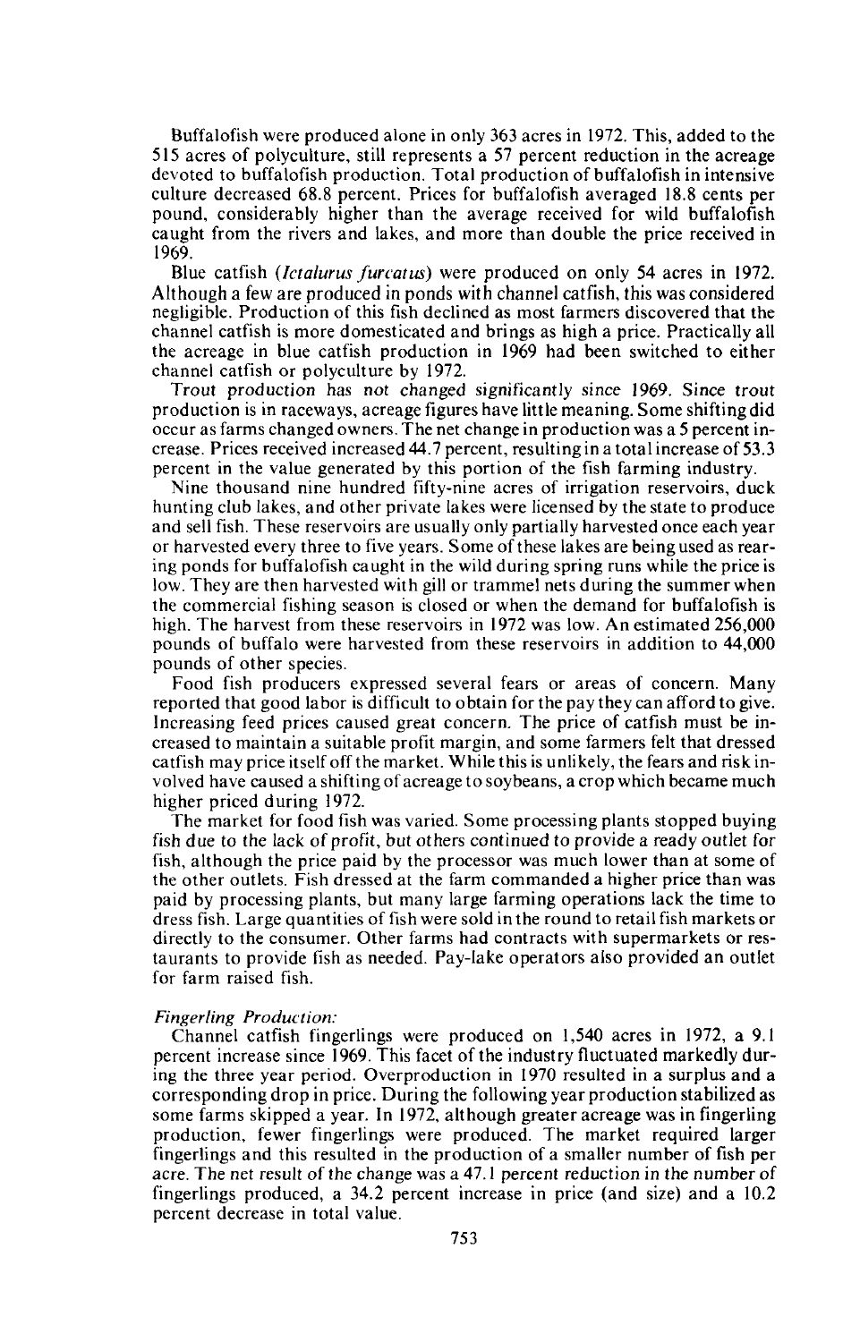Buffalofish were produced alone in only 363 acres in 1972. This, added to the 515 acres of polyculture, still represents a 57 percent reduction in the acreage devoted to buffalofish production. Total production of buffalofish in intensive culture decreased 68.8 percent. Prices for buffalofish averaged 18.8 cents per pound, considerably higher than the average received for wild buffalofish caught from the rivers and lakes, and more than double the price received in 1969.

Blue catfish (*Ictalurus furcatus*) were produced on only 54 acres in 1972. Although a few are produced in ponds with channel catfish, this was considered negligible. Production of this fish declined as most farmers discovered that the channel catfish is more domesticated and brings as high a price. Practically all the acreage in blue catfish production in 1969 had been switched to either channel catfish or polyculture by 1972.

Trout production has not changed significantly since 1969. Since trout production is in raceways, acreage figures have little meaning. Some shifting did occur as farms changed owners. The net change in production was a 5 percent increase. Prices received increased 44.7 percent, resulting in a total increase of 53.3 percent in the value generated by this portion of the fish farming industry.

Nine thousand nine hundred fifty-nine acres of irrigation reservoirs, duck hunting club lakes, and other private lakes were licensed by the state to produce and sell fish. These reservoirs are usually only partially harvested once each year or harvested every three to five years. Some of these lakes are being used as rearing ponds for buffalofish caught in the wild during spring runs while the price is low. They are then harvested with gill or trammel nets during the summer when the commercial fishing season is closed or when the demand for buffalofish is high. The harvest from these reservoirs in 1972 was low. An estimated 256,000 pounds of buffalo were harvested from these reservoirs in addition to 44,000 pounds of other species.

Food fish producers expressed several fears or areas of concern. Many reported that good labor is difficult to obtain for the pay they can afford to give. Increasing feed prices caused great concern. The price of catfish must be increased to maintain a suitable profit margin, and some farmers felt that dressed catfish may price itself off the market. While this is unlikely, the fears and risk involved have caused a shifting of acreage to soybeans, a crop which became much higher priced during 1972.

The market for food fish was varied. Some processing plants stopped buying fish due to the lack of profit, but others continued to provide a ready outlet for fish, although the price paid by the processor was much lower than at some of the other outlets. Fish dressed at the farm commanded a higher price than was paid by processing plants, but many large farming operations lack the time to dress fish. Large quantities of fish were sold in the round to retail fish markets or directly to the consumer. Other farms had contracts with supermarkets or restaurants to provide fish as needed. Pay-lake operators also provided an outlet for farm raised fish.

*Fingerling Production:*

Channel catfish fingerlings were produced on 1,540 acres in 1972, a 9.1 percent increase since 1969. This facet of the industry fluctuated markedly during the three year period. Overproduction in 1970 resulted in a surplus and a corresponding drop in price. During the following year production stabilized as some farms skipped a year. In 1972, although greater acreage was in fingerling production, fewer fingerlings were produced. The market required larger fingerlings and this resulted in the production of a smaller number of fish per acre. The net result of the change was a 47.1 percent reduction in the number of fingerlings produced, a 34.2 percent increase in price (and size) and a 10.2 percent decrease in total value.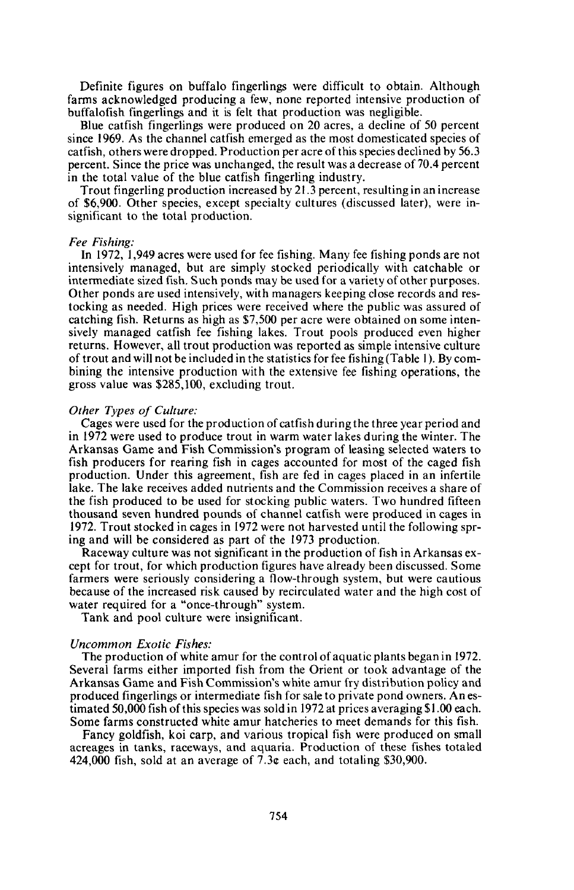Definite figures on buffalo fingerlings were difficult to obtain. Although farms acknowledged producing a few, none reported intensive production of buffalofish fingerlings and it is felt that production was negligible.

Blue catfish fingerlings were produced on 20 acres, a decline of 50 percent since 1969. As the channel catfish emerged as the most domesticated species of catfish, others were dropped. Production per acre of this species declined by 56.3 percent. Since the price was unchanged, the result was a decrease of 70.4 percent in the total value of the blue catfish fingerling industry.

Trout fingerling production increased by 21.3 percent, resulting in an increase of $6,900. Other species, except specialty cultures (discussed later), were insignificant to the total production.

*Fee Fishing:*

In 1972, 1,949 acres were used for fee fishing. Many fee fishing ponds are not intensively managed, but are simply stocked periodically with catchable or intermediate sized fish. Such ponds may be used for a variety of other purposes. Other ponds are used intensively, with managers keeping close records and restocking as needed. High prices were received where the public was assured of catching fish. Returns as high as $7,500 per acre were obtained on some intensively managed catfish fee fishing lakes. Trout pools produced even higher returns. However, all trout production was reported as simple intensive culture of trout and will not be included in the statistics for fee fishing (Table 1). By combining the intensive production with the extensive fee fishing operations, the gross value was $285,100, excluding trout.

*Other Types of Culture:*

Cages were used for the production of catfish during the three year period and in 1972 were used to produce trout in warm water lakes during the winter. The Arkansas Game and Fish Commission's program of leasing selected waters to fish producers for rearing fish in cages accounted for most of the caged fish production. Under this agreement, fish are fed in cages placed in an infertile lake. The lake receives added nutrients and the Commission receives a share of the fish produced to be used for stocking public waters. Two hundred fifteen thousand seven hundred pounds of channel catfish were produced in cages in 1972. Trout stocked in cages in 1972 were not harvested until the following spring and will be considered as part of the 1973 production.

Raceway culture was not significant in the production of fish in Arkansas except for trout, for which production figures have already been discussed. Some farmers were seriously considering a flow-through system, but were cautious because of the increased risk caused by recirculated water and the high cost of water required for a "once-through" system.

Tank and pool culture were insignificant.

*Uncommon Exotic Fishes:*

The production of white amur for the control of aquatic plants began in 1972. Several farms either imported fish from the Orient or took advantage of the Arkansas Game and Fish Commission's white amur fry distribution policy and produced fingerlings or intermediate fish for sale to private pond owners. An estimated 50,000 fish of this species was sold in 1972 at prices averaging $1.00 each. Some farms constructed white amur hatcheries to meet demands for this fish.

Fancy goldfish, koi carp, and various tropical fish were produced on small acreages in tanks, raceways, and aquaria. Production of these fishes totaled 424,000 fish, sold at an average of 7.3¢ each, and totaling $30,900.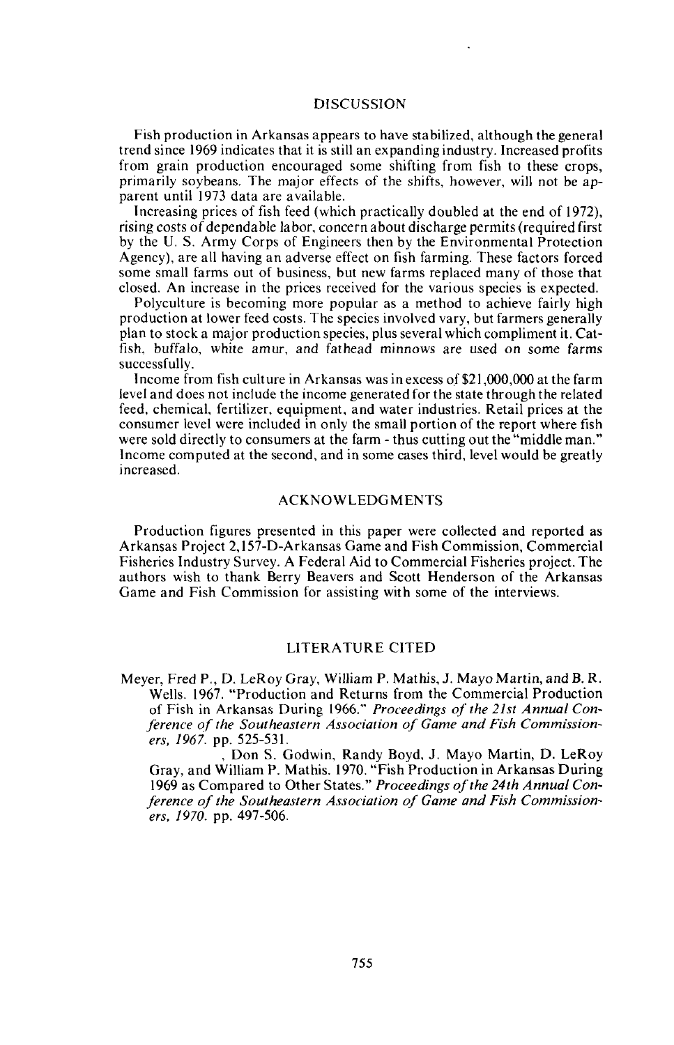## DISCUSSION

Fish production in Arkansas appears to have stabilized, although the general trend since 1969 indicates that it is still an expanding industry. Increased profits from grain production encouraged some shifting from fish to these crops, primarily soybeans. The major effects of the shifts, however, will not be apparent until 1973 data are available.

Increasing prices of fish feed (which practically doubled at the end of 1972), rising costs of dependable labor, concern about discharge permits (required first by the U. S. Army Corps of Engineers then by the Environmental Protection Agency), are all having an adverse effect on fish farming. These factors forced some small farms out of business, but new farms replaced many of those that closed. An increase in the prices received for the various species is expected.

Polyculture is becoming more popular as a method to achieve fairly high production at lower feed costs. The species involved vary, but farmers generally plan to stock a major production species, plus several which compliment it. Catfish, buffalo, white amur, and fathead minnows are used on some farms successfully.

Income from fish culture in Arkansas was in excess of $21,000,000 at the farm level and does not include the income generated for the state through the related feed, chemical, fertilizer, equipment, and water industries. Retail prices at the consumer level were included in only the small portion of the report where fish were sold directly to consumers at the farm - thus cutting out the "middle man." Income computed at the second, and in some cases third, level would be greatly increased.

## ACKNOWLEDGMENTS

Production figures presented in this paper were collected and reported as Arkansas Project 2,157-D-Arkansas Game and Fish Commission, Commercial Fisheries Industry Survey. A Federal Aid to Commercial Fisheries project. The authors wish to thank Berry Beavers and Scott Henderson of the Arkansas Game and Fish Commission for assisting with some of the interviews.

## LITERATURE CITED

Meyer, Fred P., D. LeRoy Gray, William P. Mathis, J. Mayo Martin, and B. R. Wells. 1967. "Production and Returns from the Commercial Production of Fish in Arkansas During 1966." *Proceedings of the 21st Annual Conference of the Southeastern Association of Game and Fish Commissioners, 1967.* pp. 525-531.

\_\_\_\_\_\_, Don S. Godwin, Randy Boyd, J. Mayo Martin, D. LeRoy Gray, and William P. Mathis. 1970. "Fish Production in Arkansas During 1969 as Compared to Other States." *Proceedings of the 24th Annual Conference of the Southeastern Association of Game and Fish Commissioners, 1970.* pp. 497-506.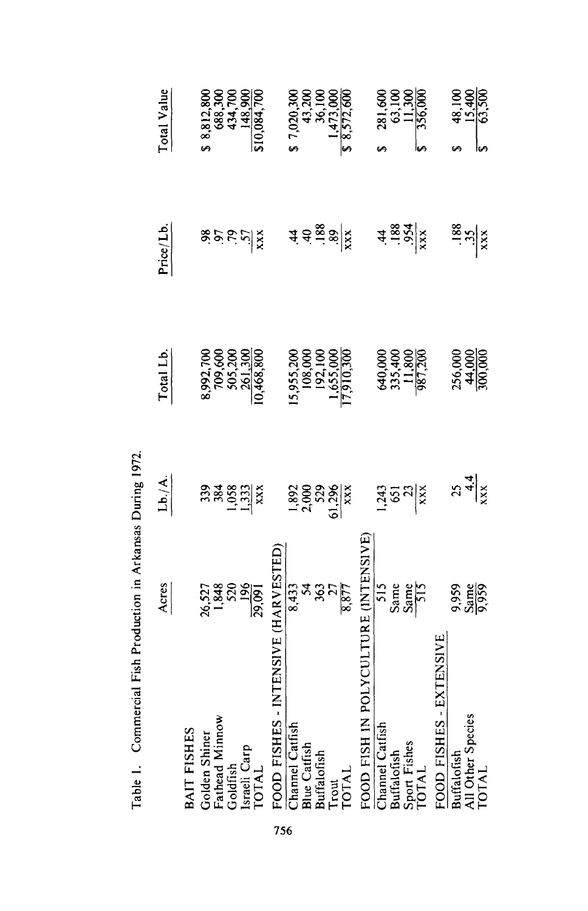Table 1. Commercial Fish Production in Arkansas During 1972.

| | Acres | Lb./A. | Total Lb. | Price/Lb. | Total Value |
|---|---|---|---|---|---|
| **BAIT FISHES** | | | | | |
| Golden Shiner | 26,527 | 339 | 8,992,700 | .98 | $ 8,812,800 |
| Fathead Minnow | 1,848 | 384 | 709,600 | .97 | 688,300 |
| Goldfish | 520 | 1,058 | 505,200 | .79 | 434,700 |
| Israeli Carp | 196 | 1,333 | 261,300 | .57 | 148,900 |
| TOTAL | 29,091 | xxx | 10,468,800 | xxx | $10,084,700 |
| **FOOD FISHES - INTENSIVE (HARVESTED)** | | | | | |
| Channel Catfish | 8,433 | 1,892 | 15,955,200 | .44 | $ 7,020,300 |
| Blue Catfish | 54 | 2,000 | 108,000 | .40 | 43,200 |
| Buffalofish | 363 | 529 | 192,100 | .188 | 36,100 |
| Trout | 27 | 61,296 | 1,655,000 | .89 | 1,473,000 |
| TOTAL | 8,877 | xxx | 17,910,300 | xxx | $ 8,572,600 |
| **FOOD FISH IN POLYCULTURE (INTENSIVE)** | | | | | |
| Channel Catfish | 515 | 1,243 | 640,000 | .44 | $ 281,600 |
| Buffalofish | Same | 651 | 335,400 | .188 | 63,100 |
| Sport Fishes | Same | 23 | 11,800 | .954 | 11,300 |
| TOTAL | 515 | xxx | 987,200 | xxx | $ 356,000 |
| **FOOD FISHES - EXTENSIVE** | | | | | |
| Buffalofish | 9,959 | 25 | 256,000 | .188 | $ 48,100 |
| All Other Species | Same | 4.4 | 44,000 | .35 | 15,400 |
| TOTAL | 9,959 | xxx | 300,000 | xxx | $ 63,500 |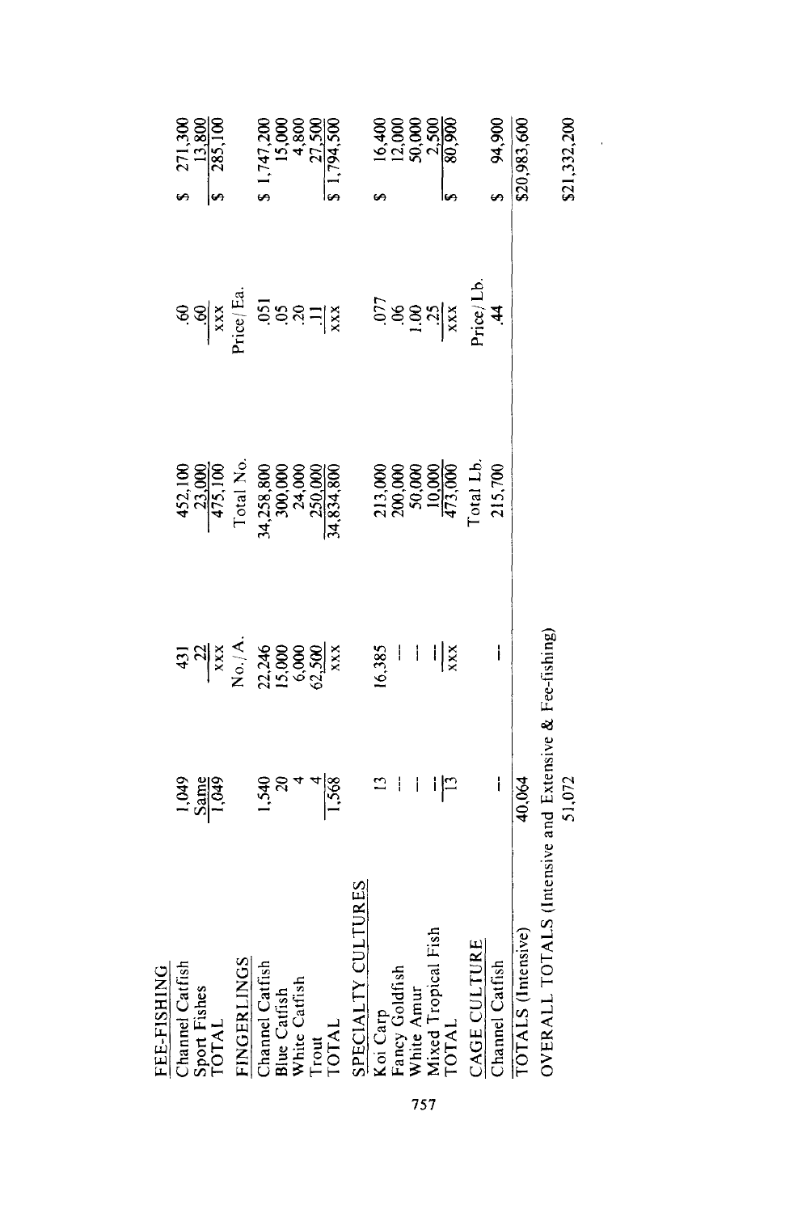| | | | | | |
|---|---|---|---|---|---|
| **FEE-FISHING** | | | | | |
| Channel Catfish | 1,049 | 431 | 452,100 | .60 | $ 271,300 |
| Sport Fishes | Same | 22 | 23,000 | .60 | 13,800 |
| TOTAL | 1,049 | xxx | 475,100 | xxx | $ 285,100 |
| **FINGERLINGS** | | No./A. | Total No. | Price/Ea. | |
| Channel Catfish | 1,540 | 22,246 | 34,258,800 | .051 | $ 1,747,200 |
| Blue Catfish | 20 | 15,000 | 300,000 | .05 | 15,000 |
| White Catfish | 4 | 6,000 | 24,000 | .20 | 4,800 |
| Trout | 4 | 62,500 | 250,000 | .11 | 27,500 |
| TOTAL | 1,568 | xxx | 34,834,800 | xxx | $ 1,794,500 |
| **SPECIALTY CULTURES** | | | | | |
| Koi Carp | 13 | 16,385 | 213,000 | .077 | $ 16,400 |
| Fancy Goldfish | -- | -- | 200,000 | .06 | 12,000 |
| White Amur | -- | -- | 50,000 | 1.00 | 50,000 |
| Mixed Tropical Fish | -- | -- | 10,000 | .25 | 2,500 |
| TOTAL | 13 | xxx | 473,000 | xxx | $ 80,900 |
| **CAGE CULTURE** | | | Total Lb. | Price/Lb. | |
| Channel Catfish | -- | -- | 215,700 | .44 | $ 94,900 |
| TOTALS (Intensive) | 40,064 | | | | $20,983,600 |
| OVERALL TOTALS (Intensive and Extensive & Fee-fishing) | 51,072 | | | | $21,332,200 |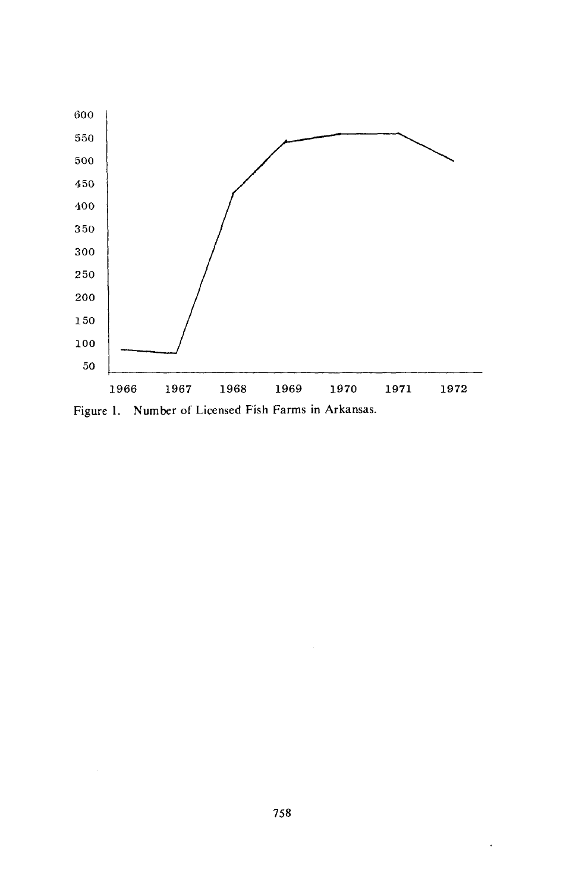600
550
500
450
400
350
300
250
200
150
100
50

1966 1967 1968 1969 1970 1971 1972

Figure 1. Number of Licensed Fish Farms in Arkansas.